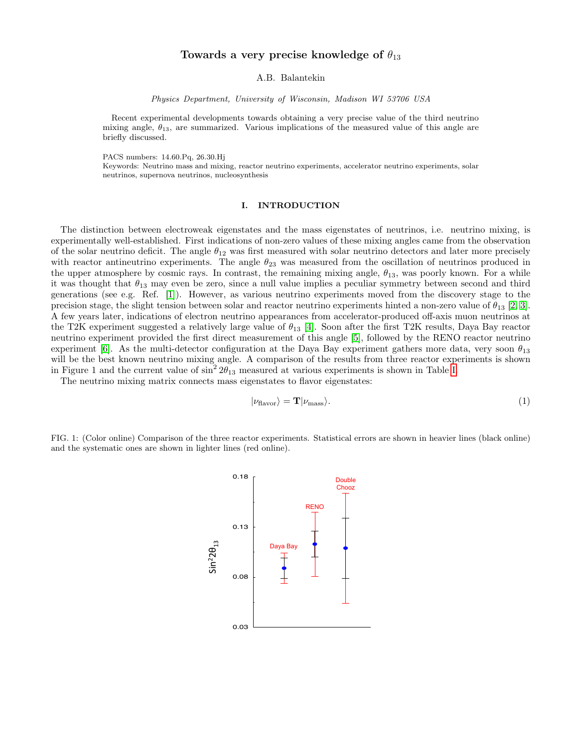# Towards a very precise knowledge of $\theta_{13}$

A.B. Balantekin

*Physics Department, University of Wisconsin, Madison WI 53706 USA*

Recent experimental developments towards obtaining a very precise value of the third neutrino mixing angle, $\theta_{13}$, are summarized. Various implications of the measured value of this angle are briefly discussed.

PACS numbers: 14.60.Pq, 26.30.Hj

Keywords: Neutrino mass and mixing, reactor neutrino experiments, accelerator neutrino experiments, solar neutrinos, supernova neutrinos, nucleosynthesis

## I. INTRODUCTION

The distinction between electroweak eigenstates and the mass eigenstates of neutrinos, i.e. neutrino mixing, is experimentally well-established. First indications of non-zero values of these mixing angles came from the observation of the solar neutrino deficit. The angle $\theta_{12}$ was first measured with solar neutrino detectors and later more precisely with reactor antineutrino experiments. The angle $\theta_{23}$ was measured from the oscillation of neutrinos produced in the upper atmosphere by cosmic rays. In contrast, the remaining mixing angle, $\theta_{13}$, was poorly known. For a while it was thought that $\theta_{13}$ may even be zero, since a null value implies a peculiar symmetry between second and third generations (see e.g. Ref. [1]). However, as various neutrino experiments moved from the discovery stage to the precision stage, the slight tension between solar and reactor neutrino experiments hinted a non-zero value of $\theta_{13}$ [2, 3]. A few years later, indications of electron neutrino appearances from accelerator-produced off-axis muon neutrinos at the T2K experiment suggested a relatively large value of $\theta_{13}$ [4]. Soon after the first T2K results, Daya Bay reactor neutrino experiment provided the first direct measurement of this angle [5], followed by the RENO reactor neutrino experiment [6]. As the multi-detector configuration at the Daya Bay experiment gathers more data, very soon $\theta_{13}$ will be the best known neutrino mixing angle. A comparison of the results from three reactor experiments is shown in Figure 1 and the current value of $\sin^2 2\theta_{13}$ measured at various experiments is shown in Table I.

The neutrino mixing matrix connects mass eigenstates to flavor eigenstates:

$$|\nu_{\text{flavor}}\rangle = \mathbf{T}|\nu_{\text{mass}}\rangle. \tag{1}$$

FIG. 1: (Color online) Comparison of the three reactor experiments. Statistical errors are shown in heavier lines (black online) and the systematic ones are shown in lighter lines (red online).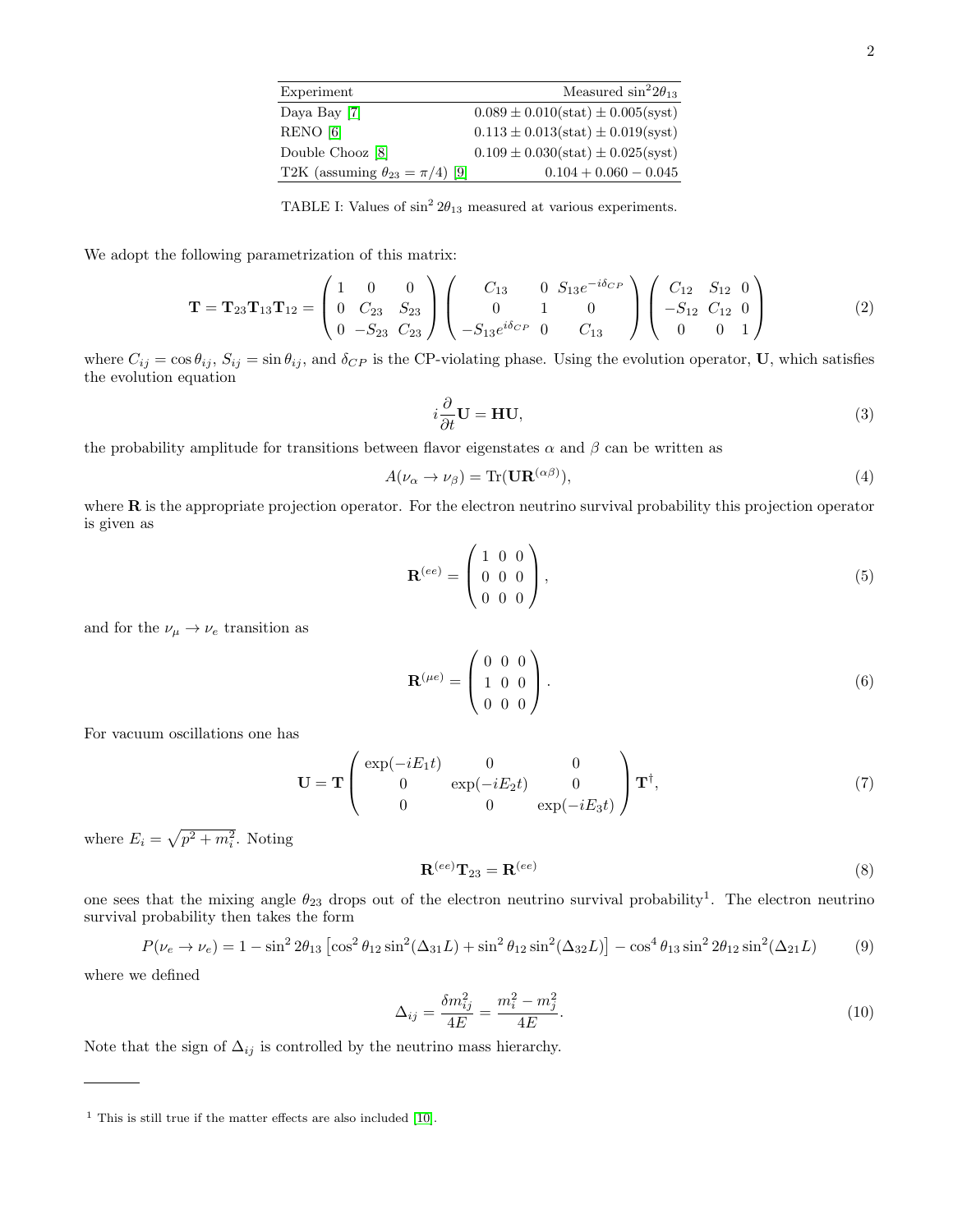| Experiment | Measured $\sin^2 2\theta_{13}$ |
|---|---|
| Daya Bay [7] | $0.089 \pm 0.010(\text{stat}) \pm 0.005(\text{syst})$ |
| RENO [6] | $0.113 \pm 0.013(\text{stat}) \pm 0.019(\text{syst})$ |
| Double Chooz [8] | $0.109 \pm 0.030(\text{stat}) \pm 0.025(\text{syst})$ |
| T2K (assuming $\theta_{23} = \pi/4$) [9] | $0.104 + 0.060 - 0.045$ |

TABLE I: Values of $\sin^2 2\theta_{13}$ measured at various experiments.

We adopt the following parametrization of this matrix:

$$\mathbf{T} = \mathbf{T}_{23}\mathbf{T}_{13}\mathbf{T}_{12} = \begin{pmatrix} 1 & 0 & 0 \\ 0 & C_{23} & S_{23} \\ 0 & -S_{23} & C_{23} \end{pmatrix} \begin{pmatrix} C_{13} & 0 & S_{13}e^{-i\delta_{CP}} \\ 0 & 1 & 0 \\ -S_{13}e^{i\delta_{CP}} & 0 & C_{13} \end{pmatrix} \begin{pmatrix} C_{12} & S_{12} & 0 \\ -S_{12} & C_{12} & 0 \\ 0 & 0 & 1 \end{pmatrix} \tag{2}$$

where $C_{ij} = \cos\theta_{ij}$, $S_{ij} = \sin\theta_{ij}$, and $\delta_{CP}$ is the CP-violating phase. Using the evolution operator, $\mathbf{U}$, which satisfies the evolution equation

$$i\frac{\partial}{\partial t}\mathbf{U} = \mathbf{H}\mathbf{U}, \tag{3}$$

the probability amplitude for transitions between flavor eigenstates $\alpha$ and $\beta$ can be written as

$$A(\nu_\alpha \to \nu_\beta) = \text{Tr}(\mathbf{U}\mathbf{R}^{(\alpha\beta)}), \tag{4}$$

where $\mathbf{R}$ is the appropriate projection operator. For the electron neutrino survival probability this projection operator is given as

$$\mathbf{R}^{(ee)} = \begin{pmatrix} 1 & 0 & 0 \\ 0 & 0 & 0 \\ 0 & 0 & 0 \end{pmatrix}, \tag{5}$$

and for the $\nu_\mu \to \nu_e$ transition as

$$\mathbf{R}^{(\mu e)} = \begin{pmatrix} 0 & 0 & 0 \\ 1 & 0 & 0 \\ 0 & 0 & 0 \end{pmatrix}. \tag{6}$$

For vacuum oscillations one has

$$\mathbf{U} = \mathbf{T} \begin{pmatrix} \exp(-iE_1 t) & 0 & 0 \\ 0 & \exp(-iE_2 t) & 0 \\ 0 & 0 & \exp(-iE_3 t) \end{pmatrix} \mathbf{T}^\dagger, \tag{7}$$

where $E_i = \sqrt{p^2 + m_i^2}$. Noting

$$\mathbf{R}^{(ee)}\mathbf{T}_{23} = \mathbf{R}^{(ee)} \tag{8}$$

one sees that the mixing angle $\theta_{23}$ drops out of the electron neutrino survival probability[1]. The electron neutrino survival probability then takes the form

$$P(\nu_e \to \nu_e) = 1 - \sin^2 2\theta_{13}\left[\cos^2\theta_{12}\sin^2(\Delta_{31}L) + \sin^2\theta_{12}\sin^2(\Delta_{32}L)\right] - \cos^4\theta_{13}\sin^2 2\theta_{12}\sin^2(\Delta_{21}L) \tag{9}$$

where we defined

$$\Delta_{ij} = \frac{\delta m_{ij}^2}{4E} = \frac{m_i^2 - m_j^2}{4E}. \tag{10}$$

Note that the sign of $\Delta_{ij}$ is controlled by the neutrino mass hierarchy.

[1] This is still true if the matter effects are also included [10].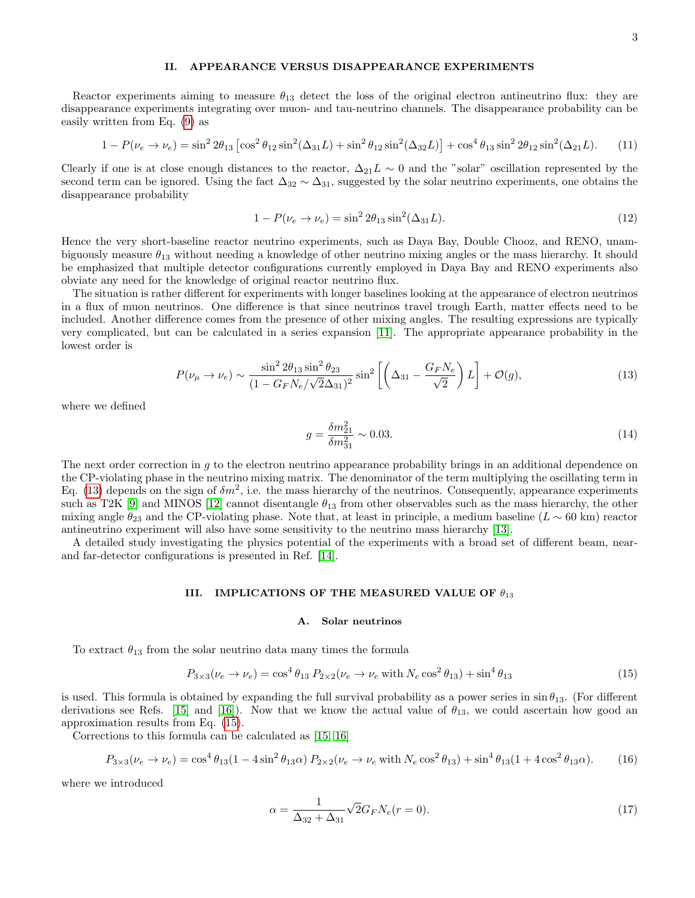## II. APPEARANCE VERSUS DISAPPEARANCE EXPERIMENTS

Reactor experiments aiming to measure $\theta_{13}$ detect the loss of the original electron antineutrino flux: they are disappearance experiments integrating over muon- and tau-neutrino channels. The disappearance probability can be easily written from Eq. (9) as

$$1 - P(\nu_e \to \nu_e) = \sin^2 2\theta_{13} \left[\cos^2\theta_{12} \sin^2(\Delta_{31}L) + \sin^2\theta_{12}\sin^2(\Delta_{32}L)\right] + \cos^4\theta_{13}\sin^2 2\theta_{12}\sin^2(\Delta_{21}L). \tag{11}$$

Clearly if one is at close enough distances to the reactor, $\Delta_{21}L \sim 0$ and the "solar" oscillation represented by the second term can be ignored. Using the fact $\Delta_{32} \sim \Delta_{31}$, suggested by the solar neutrino experiments, one obtains the disappearance probability

$$1 - P(\nu_e \to \nu_e) = \sin^2 2\theta_{13} \sin^2(\Delta_{31}L). \tag{12}$$

Hence the very short-baseline reactor neutrino experiments, such as Daya Bay, Double Chooz, and RENO, unambiguously measure $\theta_{13}$ without needing a knowledge of other neutrino mixing angles or the mass hierarchy. It should be emphasized that multiple detector configurations currently employed in Daya Bay and RENO experiments also obviate any need for the knowledge of original reactor neutrino flux.

The situation is rather different for experiments with longer baselines looking at the appearance of electron neutrinos in a flux of muon neutrinos. One difference is that since neutrinos travel trough Earth, matter effects need to be included. Another difference comes from the presence of other mixing angles. The resulting expressions are typically very complicated, but can be calculated in a series expansion [11]. The appropriate appearance probability in the lowest order is

$$P(\nu_\mu \to \nu_e) \sim \frac{\sin^2 2\theta_{13}\sin^2\theta_{23}}{(1 - G_F N_e/\sqrt{2}\Delta_{31})^2} \sin^2\left[\left(\Delta_{31} - \frac{G_F N_e}{\sqrt{2}}\right)L\right] + \mathcal{O}(g), \tag{13}$$

where we defined

$$g = \frac{\delta m^2_{21}}{\delta m^2_{31}} \sim 0.03. \tag{14}$$

The next order correction in $g$ to the electron neutrino appearance probability brings in an additional dependence on the CP-violating phase in the neutrino mixing matrix. The denominator of the term multiplying the oscillating term in Eq. (13) depends on the sign of $\delta m^2$, i.e. the mass hierarchy of the neutrinos. Consequently, appearance experiments such as T2K [9] and MINOS [12] cannot disentangle $\theta_{13}$ from other observables such as the mass hierarchy, the other mixing angle $\theta_{23}$ and the CP-violating phase. Note that, at least in principle, a medium baseline ($L \sim 60$ km) reactor antineutrino experiment will also have some sensitivity to the neutrino mass hierarchy [13].

A detailed study investigating the physics potential of the experiments with a broad set of different beam, near- and far-detector configurations is presented in Ref. [14].

## III. IMPLICATIONS OF THE MEASURED VALUE OF $\theta_{13}$

### A. Solar neutrinos

To extract $\theta_{13}$ from the solar neutrino data many times the formula

$$P_{3\times3}(\nu_e \to \nu_e) = \cos^4\theta_{13}\, P_{2\times2}(\nu_e \to \nu_e \text{ with } N_e\cos^2\theta_{13}) + \sin^4\theta_{13} \tag{15}$$

is used. This formula is obtained by expanding the full survival probability as a power series in $\sin\theta_{13}$. (For different derivations see Refs. [15] and [16]). Now that we know the actual value of $\theta_{13}$, we could ascertain how good an approximation results from Eq. (15).

Corrections to this formula can be calculated as [15, 16]

$$P_{3\times3}(\nu_e \to \nu_e) = \cos^4\theta_{13}(1 - 4\sin^2\theta_{13}\alpha)\, P_{2\times2}(\nu_e \to \nu_e \text{ with } N_e\cos^2\theta_{13}) + \sin^4\theta_{13}(1 + 4\cos^2\theta_{13}\alpha). \tag{16}$$

where we introduced

$$\alpha = \frac{1}{\Delta_{32} + \Delta_{31}}\sqrt{2}G_F N_e(r=0). \tag{17}$$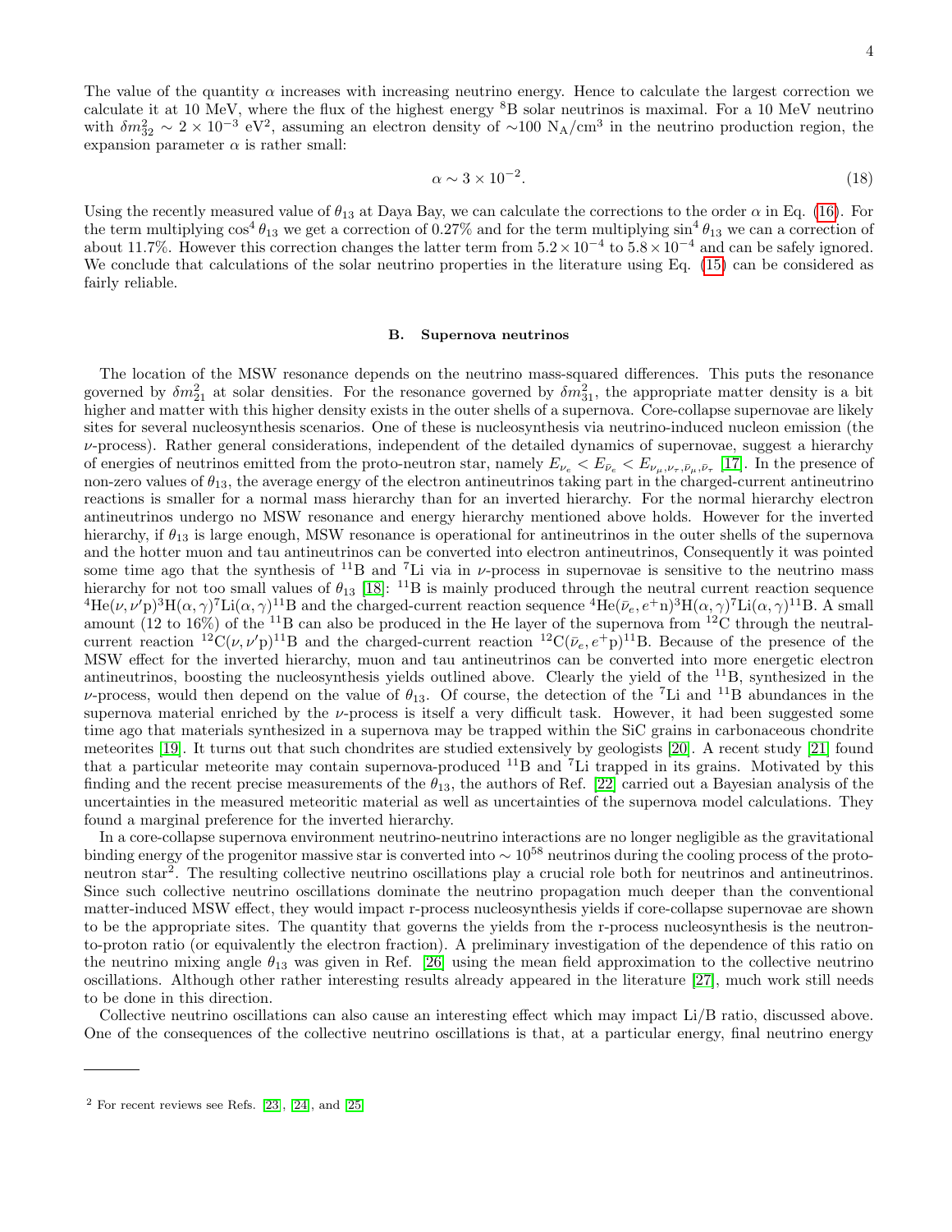The value of the quantity $\alpha$ increases with increasing neutrino energy. Hence to calculate the largest correction we calculate it at 10 MeV, where the flux of the highest energy $^8$B solar neutrinos is maximal. For a 10 MeV neutrino with $\delta m^2_{32} \sim 2 \times 10^{-3}$ eV$^2$, assuming an electron density of $\sim$100 N$_A$/cm$^3$ in the neutrino production region, the expansion parameter $\alpha$ is rather small:

$$\alpha \sim 3 \times 10^{-2}. \tag{18}$$

Using the recently measured value of $\theta_{13}$ at Daya Bay, we can calculate the corrections to the order $\alpha$ in Eq. (16). For the term multiplying $\cos^4 \theta_{13}$ we get a correction of 0.27% and for the term multiplying $\sin^4 \theta_{13}$ we can a correction of about 11.7%. However this correction changes the latter term from $5.2 \times 10^{-4}$ to $5.8 \times 10^{-4}$ and can be safely ignored. We conclude that calculations of the solar neutrino properties in the literature using Eq. (15) can be considered as fairly reliable.

### B. Supernova neutrinos

The location of the MSW resonance depends on the neutrino mass-squared differences. This puts the resonance governed by $\delta m^2_{21}$ at solar densities. For the resonance governed by $\delta m^2_{31}$, the appropriate matter density is a bit higher and matter with this higher density exists in the outer shells of a supernova. Core-collapse supernovae are likely sites for several nucleosynthesis scenarios. One of these is nucleosynthesis via neutrino-induced nucleon emission (the $\nu$-process). Rather general considerations, independent of the detailed dynamics of supernovae, suggest a hierarchy of energies of neutrinos emitted from the proto-neutron star, namely $E_{\nu_e} < E_{\bar{\nu}_e} < E_{\nu_\mu,\nu_\tau,\bar{\nu}_\mu,\bar{\nu}_\tau}$ [17]. In the presence of non-zero values of $\theta_{13}$, the average energy of the electron antineutrinos taking part in the charged-current antineutrino reactions is smaller for a normal mass hierarchy than for an inverted hierarchy. For the normal hierarchy electron antineutrinos undergo no MSW resonance and energy hierarchy mentioned above holds. However for the inverted hierarchy, if $\theta_{13}$ is large enough, MSW resonance is operational for antineutrinos in the outer shells of the supernova and the hotter muon and tau antineutrinos can be converted into electron antineutrinos, Consequently it was pointed some time ago that the synthesis of $^{11}$B and $^7$Li via in $\nu$-process in supernovae is sensitive to the neutrino mass hierarchy for not too small values of $\theta_{13}$ [18]: $^{11}$B is mainly produced through the neutral current reaction sequence $^4$He$(\nu,\nu'\text{p})^3$H$(\alpha,\gamma)^7$Li$(\alpha,\gamma)^{11}$B and the charged-current reaction sequence $^4$He$(\bar{\nu}_e,e^+\text{n})^3$H$(\alpha,\gamma)^7$Li$(\alpha,\gamma)^{11}$B. A small amount (12 to 16%) of the $^{11}$B can also be produced in the He layer of the supernova from $^{12}$C through the neutral-current reaction $^{12}$C$(\nu,\nu'\text{p})^{11}$B and the charged-current reaction $^{12}$C$(\bar{\nu}_e,e^+\text{p})^{11}$B. Because of the presence of the MSW effect for the inverted hierarchy, muon and tau antineutrinos can be converted into more energetic electron antineutrinos, boosting the nucleosynthesis yields outlined above. Clearly the yield of the $^{11}$B, synthesized in the $\nu$-process, would then depend on the value of $\theta_{13}$. Of course, the detection of the $^7$Li and $^{11}$B abundances in the supernova material enriched by the $\nu$-process is itself a very difficult task. However, it had been suggested some time ago that materials synthesized in a supernova may be trapped within the SiC grains in carbonaceous chondrite meteorites [19]. It turns out that such chondrites are studied extensively by geologists [20]. A recent study [21] found that a particular meteorite may contain supernova-produced $^{11}$B and $^7$Li trapped in its grains. Motivated by this finding and the recent precise measurements of the $\theta_{13}$, the authors of Ref. [22] carried out a Bayesian analysis of the uncertainties in the measured meteoritic material as well as uncertainties of the supernova model calculations. They found a marginal preference for the inverted hierarchy.

In a core-collapse supernova environment neutrino-neutrino interactions are no longer negligible as the gravitational binding energy of the progenitor massive star is converted into $\sim 10^{58}$ neutrinos during the cooling process of the proto-neutron star[2]. The resulting collective neutrino oscillations play a crucial role both for neutrinos and antineutrinos. Since such collective neutrino oscillations dominate the neutrino propagation much deeper than the conventional matter-induced MSW effect, they would impact r-process nucleosynthesis yields if core-collapse supernovae are shown to be the appropriate sites. The quantity that governs the yields from the r-process nucleosynthesis is the neutron-to-proton ratio (or equivalently the electron fraction). A preliminary investigation of the dependence of this ratio on the neutrino mixing angle $\theta_{13}$ was given in Ref. [26] using the mean field approximation to the collective neutrino oscillations. Although other rather interesting results already appeared in the literature [27], much work still needs to be done in this direction.

Collective neutrino oscillations can also cause an interesting effect which may impact Li/B ratio, discussed above. One of the consequences of the collective neutrino oscillations is that, at a particular energy, final neutrino energy

---

[2] For recent reviews see Refs. [23], [24], and [25]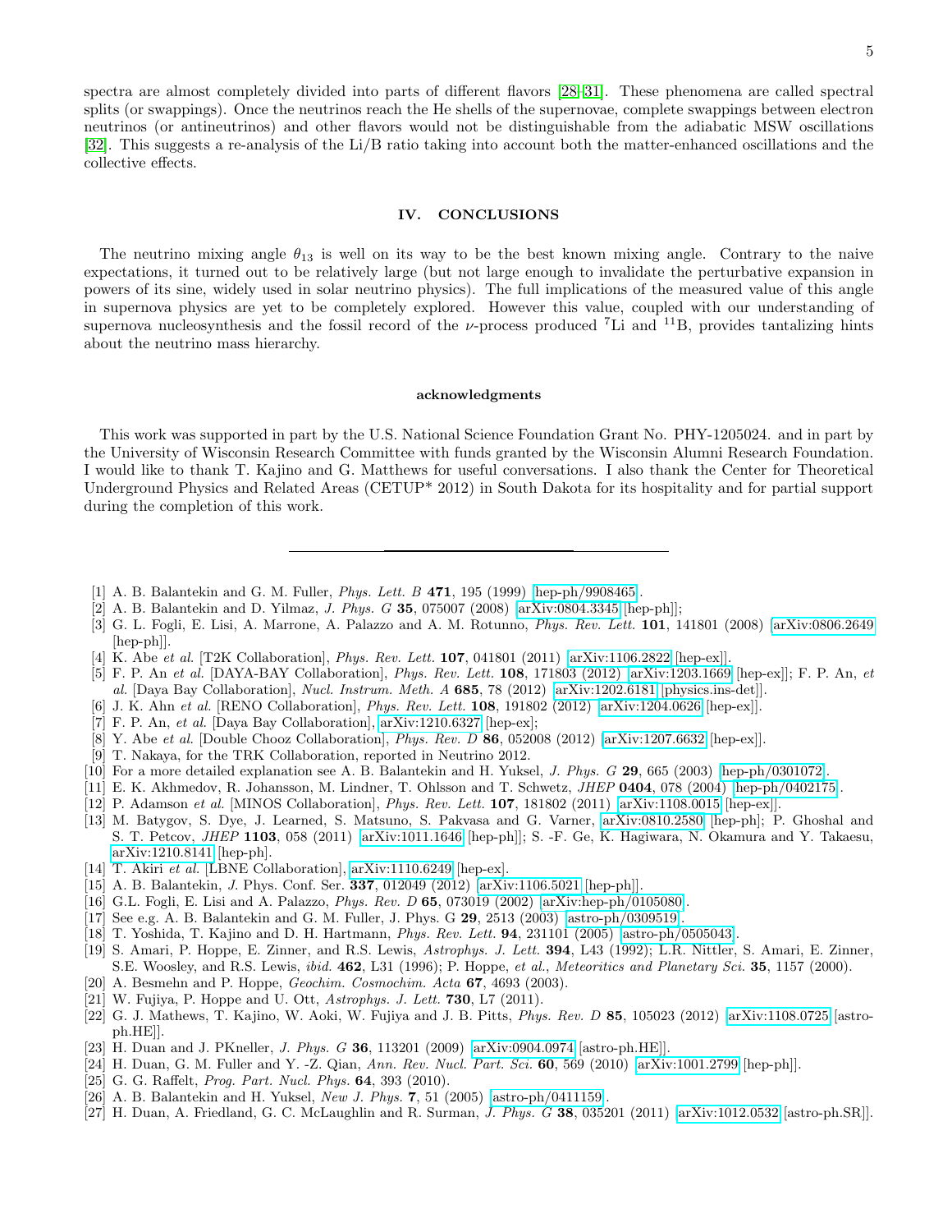spectra are almost completely divided into parts of different flavors [28–31]. These phenomena are called spectral splits (or swappings). Once the neutrinos reach the He shells of the supernovae, complete swappings between electron neutrinos (or antineutrinos) and other flavors would not be distinguishable from the adiabatic MSW oscillations [32]. This suggests a re-analysis of the Li/B ratio taking into account both the matter-enhanced oscillations and the collective effects.

## IV. CONCLUSIONS

The neutrino mixing angle $\theta_{13}$ is well on its way to be the best known mixing angle. Contrary to the naive expectations, it turned out to be relatively large (but not large enough to invalidate the perturbative expansion in powers of its sine, widely used in solar neutrino physics). The full implications of the measured value of this angle in supernova physics are yet to be completely explored. However this value, coupled with our understanding of supernova nucleosynthesis and the fossil record of the $\nu$-process produced $^7$Li and $^{11}$B, provides tantalizing hints about the neutrino mass hierarchy.

### acknowledgments

This work was supported in part by the U.S. National Science Foundation Grant No. PHY-1205024. and in part by the University of Wisconsin Research Committee with funds granted by the Wisconsin Alumni Research Foundation. I would like to thank T. Kajino and G. Matthews for useful conversations. I also thank the Center for Theoretical Underground Physics and Related Areas (CETUP* 2012) in South Dakota for its hospitality and for partial support during the completion of this work.

---

[1] A. B. Balantekin and G. M. Fuller, *Phys. Lett. B* **471**, 195 (1999) [hep-ph/9908465].

[2] A. B. Balantekin and D. Yilmaz, *J. Phys. G* **35**, 075007 (2008) [arXiv:0804.3345 [hep-ph]];

[3] G. L. Fogli, E. Lisi, A. Marrone, A. Palazzo and A. M. Rotunno, *Phys. Rev. Lett.* **101**, 141801 (2008) [arXiv:0806.2649 [hep-ph]].

[4] K. Abe *et al.* [T2K Collaboration], *Phys. Rev. Lett.* **107**, 041801 (2011) [arXiv:1106.2822 [hep-ex]].

[5] F. P. An *et al.* [DAYA-BAY Collaboration], *Phys. Rev. Lett.* **108**, 171803 (2012) [arXiv:1203.1669 [hep-ex]]; F. P. An, *et al.* [Daya Bay Collaboration], *Nucl. Instrum. Meth. A* **685**, 78 (2012) [arXiv:1202.6181 [physics.ins-det]].

[6] J. K. Ahn *et al.* [RENO Collaboration], *Phys. Rev. Lett.* **108**, 191802 (2012) [arXiv:1204.0626 [hep-ex]].

[7] F. P. An, *et al.* [Daya Bay Collaboration], arXiv:1210.6327 [hep-ex];

[8] Y. Abe *et al.* [Double Chooz Collaboration], *Phys. Rev. D* **86**, 052008 (2012) [arXiv:1207.6632 [hep-ex]].

[9] T. Nakaya, for the TRK Collaboration, reported in Neutrino 2012.

[10] For a more detailed explanation see A. B. Balantekin and H. Yuksel, *J. Phys. G* **29**, 665 (2003) [hep-ph/0301072].

[11] E. K. Akhmedov, R. Johansson, M. Lindner, T. Ohlsson and T. Schwetz, *JHEP* **0404**, 078 (2004) [hep-ph/0402175].

[12] P. Adamson *et al.* [MINOS Collaboration], *Phys. Rev. Lett.* **107**, 181802 (2011) [arXiv:1108.0015 [hep-ex]].

[13] M. Batygov, S. Dye, J. Learned, S. Matsuno, S. Pakvasa and G. Varner, arXiv:0810.2580 [hep-ph]; P. Ghoshal and S. T. Petcov, *JHEP* **1103**, 058 (2011) [arXiv:1011.1646 [hep-ph]]; S. -F. Ge, K. Hagiwara, N. Okamura and Y. Takaesu, arXiv:1210.8141 [hep-ph].

[14] T. Akiri *et al.* [LBNE Collaboration], arXiv:1110.6249 [hep-ex].

[15] A. B. Balantekin, J. Phys. Conf. Ser. **337**, 012049 (2012) [arXiv:1106.5021 [hep-ph]].

[16] G.L. Fogli, E. Lisi and A. Palazzo, *Phys. Rev. D* **65**, 073019 (2002) [arXiv:hep-ph/0105080].

[17] See e.g. A. B. Balantekin and G. M. Fuller, J. Phys. G **29**, 2513 (2003) [astro-ph/0309519].

[18] T. Yoshida, T. Kajino and D. H. Hartmann, *Phys. Rev. Lett.* **94**, 231101 (2005) [astro-ph/0505043].

[19] S. Amari, P. Hoppe, E. Zinner, and R.S. Lewis, *Astrophys. J. Lett.* **394**, L43 (1992); L.R. Nittler, S. Amari, E. Zinner, S.E. Woosley, and R.S. Lewis, *ibid.* **462**, L31 (1996); P. Hoppe, *et al.*, *Meteoritics and Planetary Sci.* **35**, 1157 (2000).

[20] A. Besmehn and P. Hoppe, *Geochim. Cosmochim. Acta* **67**, 4693 (2003).

[21] W. Fujiya, P. Hoppe and U. Ott, *Astrophys. J. Lett.* **730**, L7 (2011).

[22] G. J. Mathews, T. Kajino, W. Aoki, W. Fujiya and J. B. Pitts, *Phys. Rev. D* **85**, 105023 (2012) [arXiv:1108.0725 [astro-ph.HE]].

[23] H. Duan and J. PKneller, *J. Phys. G* **36**, 113201 (2009) [arXiv:0904.0974 [astro-ph.HE]].

[24] H. Duan, G. M. Fuller and Y. -Z. Qian, *Ann. Rev. Nucl. Part. Sci.* **60**, 569 (2010) [arXiv:1001.2799 [hep-ph]].

[25] G. G. Raffelt, *Prog. Part. Nucl. Phys.* **64**, 393 (2010).

[26] A. B. Balantekin and H. Yuksel, *New J. Phys.* **7**, 51 (2005) [astro-ph/0411159].

[27] H. Duan, A. Friedland, G. C. McLaughlin and R. Surman, *J. Phys. G* **38**, 035201 (2011) [arXiv:1012.0532 [astro-ph.SR]].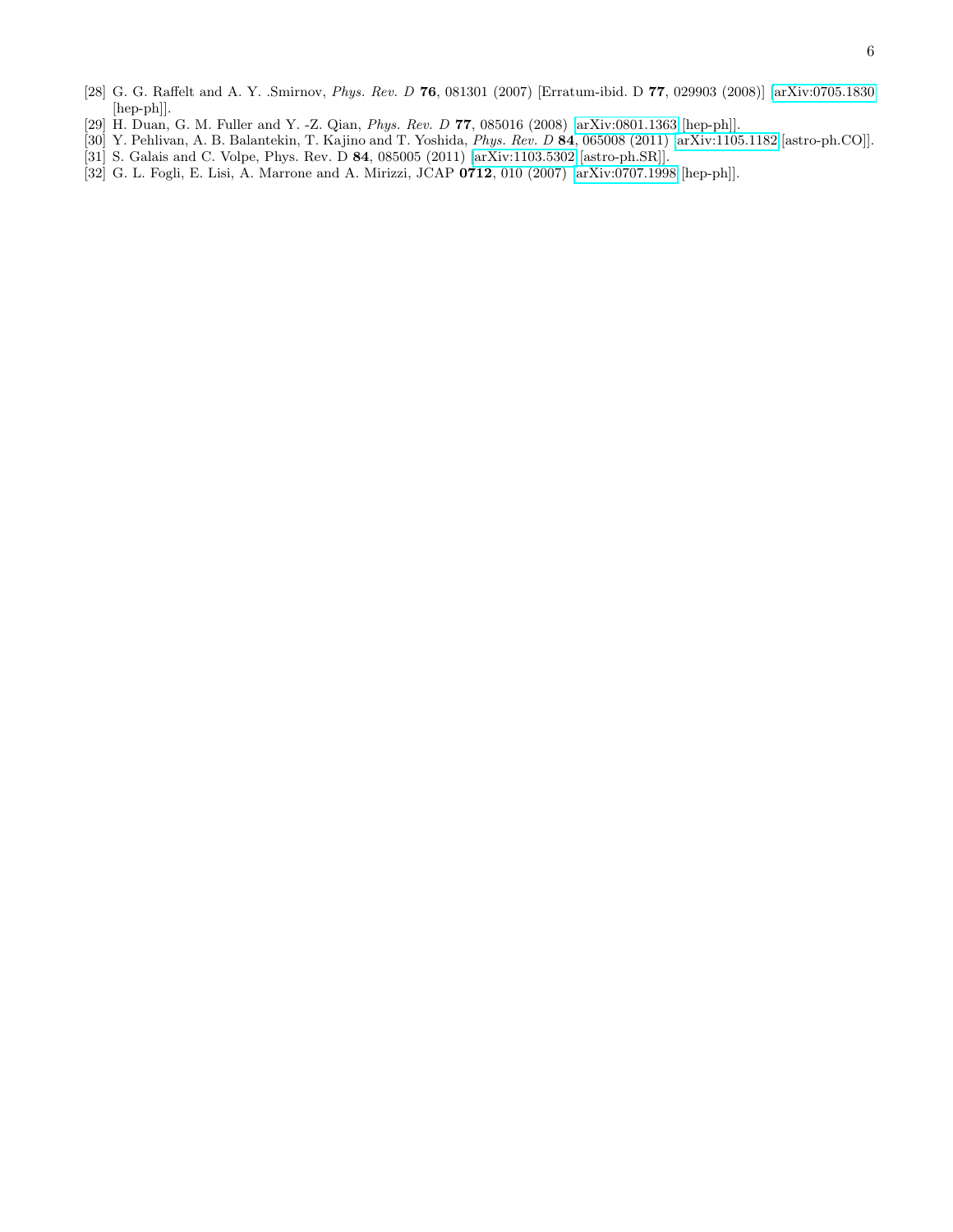[28] G. G. Raffelt and A. Y. .Smirnov, *Phys. Rev. D* **76**, 081301 (2007) [Erratum-ibid. D **77**, 029903 (2008)] [arXiv:0705.1830 [hep-ph]].

[29] H. Duan, G. M. Fuller and Y. -Z. Qian, *Phys. Rev. D* **77**, 085016 (2008) [arXiv:0801.1363 [hep-ph]].

[30] Y. Pehlivan, A. B. Balantekin, T. Kajino and T. Yoshida, *Phys. Rev. D* **84**, 065008 (2011) [arXiv:1105.1182 [astro-ph.CO]].

[31] S. Galais and C. Volpe, Phys. Rev. D **84**, 085005 (2011) [arXiv:1103.5302 [astro-ph.SR]].

[32] G. L. Fogli, E. Lisi, A. Marrone and A. Mirizzi, JCAP **0712**, 010 (2007) [arXiv:0707.1998 [hep-ph]].